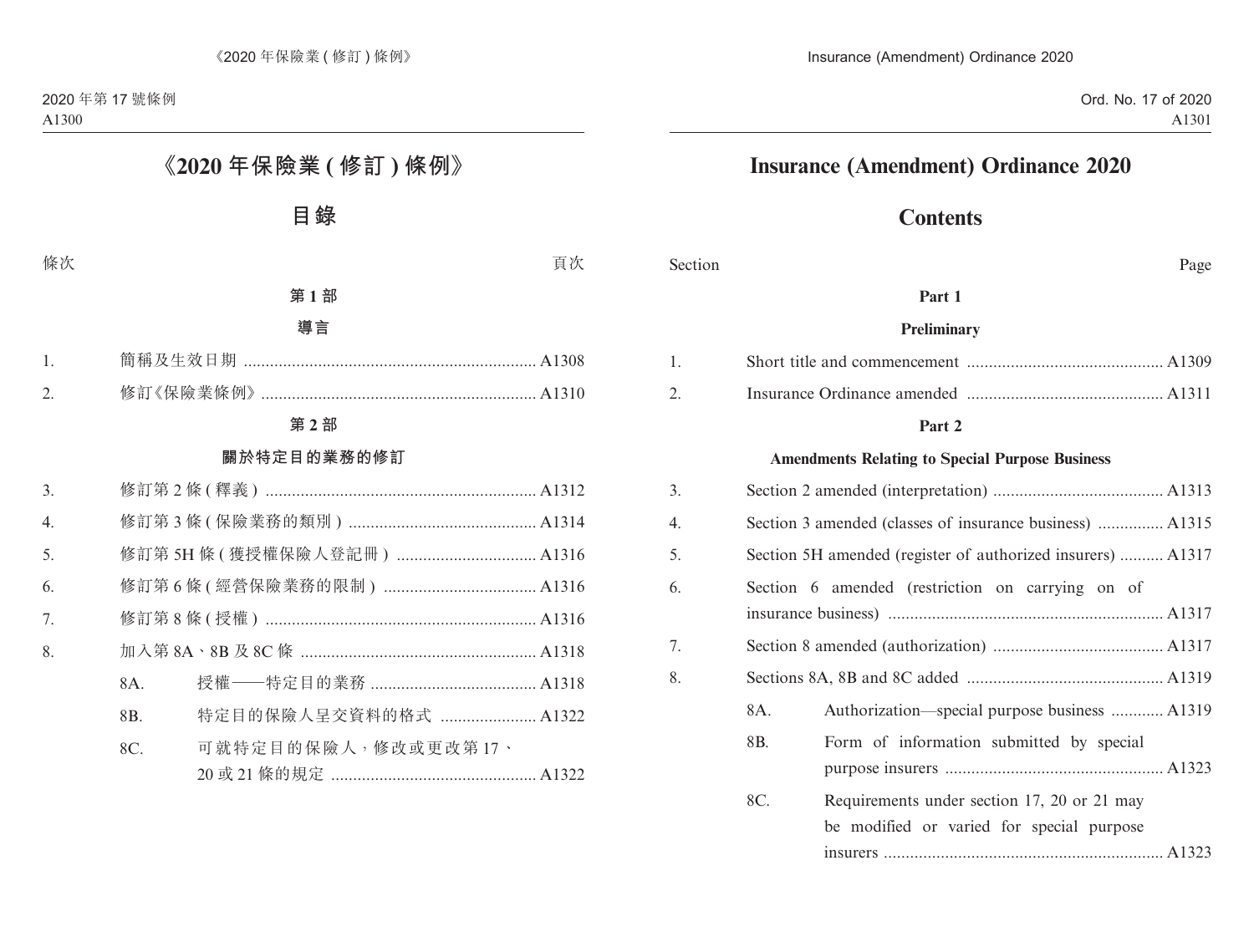# 《2020 年保險業 (修訂) 條例》

## 目錄

| 條次 | | 頁次 |
|---|---|---|
| | **第 1 部** | |
| | **導言** | |
| 1. | 簡稱及生效日期 | A1308 |
| 2. | 修訂《保險業條例》 | A1310 |
| | **第 2 部** | |
| | **關於特定目的業務的修訂** | |
| 3. | 修訂第 2 條 (釋義) | A1312 |
| 4. | 修訂第 3 條 (保險業務的類別) | A1314 |
| 5. | 修訂第 5H 條 (獲授權保險人登記冊) | A1316 |
| 6. | 修訂第 6 條 (經營保險業務的限制) | A1316 |
| 7. | 修訂第 8 條 (授權) | A1316 |
| 8. | 加入第 8A、8B 及 8C 條 | A1318 |
| | 8A. 授權——特定目的業務 | A1318 |
| | 8B. 特定目的保險人呈交資料的格式 | A1322 |
| | 8C. 可就特定目的保險人，修改或更改第 17、20 或 21 條的規定 | A1322 |

# Insurance (Amendment) Ordinance 2020

## Contents

| Section | | Page |
|---|---|---|
| | **Part 1** | |
| | **Preliminary** | |
| 1. | Short title and commencement | A1309 |
| 2. | Insurance Ordinance amended | A1311 |
| | **Part 2** | |
| | **Amendments Relating to Special Purpose Business** | |
| 3. | Section 2 amended (interpretation) | A1313 |
| 4. | Section 3 amended (classes of insurance business) | A1315 |
| 5. | Section 5H amended (register of authorized insurers) | A1317 |
| 6. | Section 6 amended (restriction on carrying on of insurance business) | A1317 |
| 7. | Section 8 amended (authorization) | A1317 |
| 8. | Sections 8A, 8B and 8C added | A1319 |
| | 8A. Authorization—special purpose business | A1319 |
| | 8B. Form of information submitted by special purpose insurers | A1323 |
| | 8C. Requirements under section 17, 20 or 21 may be modified or varied for special purpose insurers | A1323 |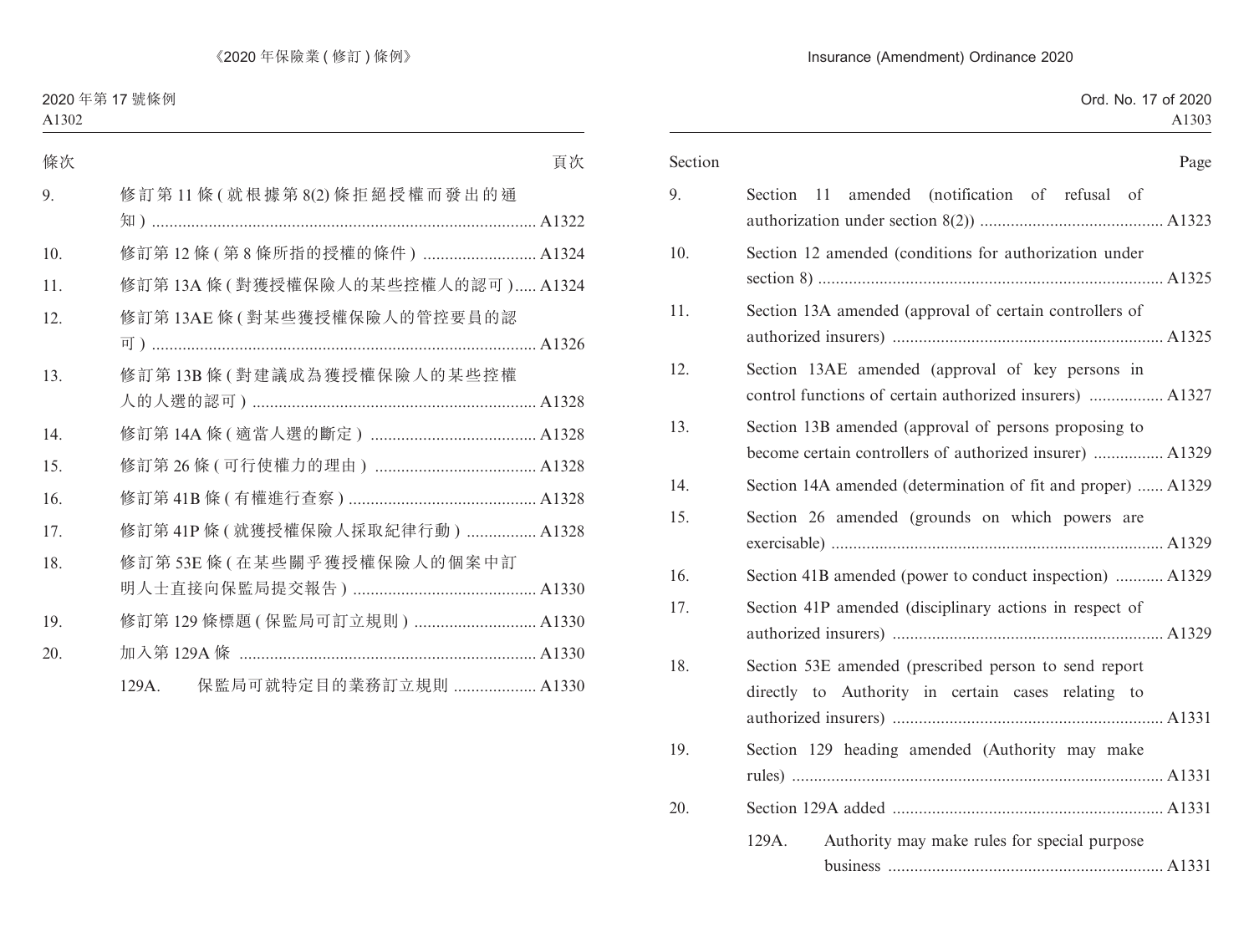| 條次 | | 頁次 |
|---|---|---|
| 9. | 修訂第 11 條 (就根據第 8(2) 條拒絕授權而發出的通知) | A1322 |
| 10. | 修訂第 12 條 (第 8 條所指的授權的條件) | A1324 |
| 11. | 修訂第 13A 條 (對獲授權保險人的某些控權人的認可) | A1324 |
| 12. | 修訂第 13AE 條 (對某些獲授權保險人的管控要員的認可) | A1326 |
| 13. | 修訂第 13B 條 (對建議成為獲授權保險人的某些控權人的人選的認可) | A1328 |
| 14. | 修訂第 14A 條 (適當人選的斷定) | A1328 |
| 15. | 修訂第 26 條 (可行使權力的理由) | A1328 |
| 16. | 修訂第 41B 條 (有權進行查察) | A1328 |
| 17. | 修訂第 41P 條 (就獲授權保險人採取紀律行動) | A1328 |
| 18. | 修訂第 53E 條 (在某些關乎獲授權保險人的個案中訂明人士直接向保監局提交報告) | A1330 |
| 19. | 修訂第 129 條標題 (保監局可訂立規則) | A1330 |
| 20. | 加入第 129A 條 | A1330 |
| | 129A. 保監局可就特定目的業務訂立規則 | A1330 |

| Section | | Page |
|---|---|---|
| 9. | Section 11 amended (notification of refusal of authorization under section 8(2)) | A1323 |
| 10. | Section 12 amended (conditions for authorization under section 8) | A1325 |
| 11. | Section 13A amended (approval of certain controllers of authorized insurers) | A1325 |
| 12. | Section 13AE amended (approval of key persons in control functions of certain authorized insurers) | A1327 |
| 13. | Section 13B amended (approval of persons proposing to become certain controllers of authorized insurer) | A1329 |
| 14. | Section 14A amended (determination of fit and proper) | A1329 |
| 15. | Section 26 amended (grounds on which powers are exercisable) | A1329 |
| 16. | Section 41B amended (power to conduct inspection) | A1329 |
| 17. | Section 41P amended (disciplinary actions in respect of authorized insurers) | A1329 |
| 18. | Section 53E amended (prescribed person to send report directly to Authority in certain cases relating to authorized insurers) | A1331 |
| 19. | Section 129 heading amended (Authority may make rules) | A1331 |
| 20. | Section 129A added | A1331 |
| | 129A. Authority may make rules for special purpose business | A1331 |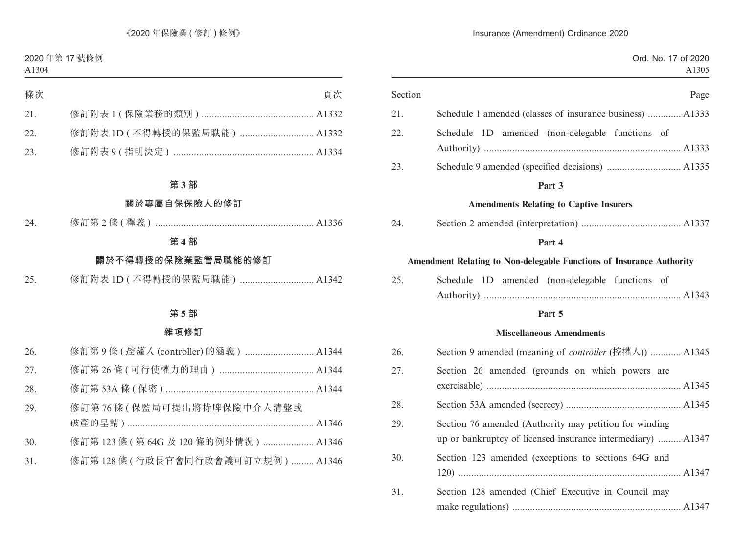| 條次 | | 頁次 |
|---|---|---|
| 21. | 修訂附表 1 (保險業務的類別) | A1332 |
| 22. | 修訂附表 1D (不得轉授的保監局職能) | A1332 |
| 23. | 修訂附表 9 (指明決定) | A1334 |

## 第 3 部

## 關於專屬自保保險人的修訂

| | | |
|---|---|---|
| 24. | 修訂第 2 條 (釋義) | A1336 |

## 第 4 部

## 關於不得轉授的保險業監管局職能的修訂

| | | |
|---|---|---|
| 25. | 修訂附表 1D (不得轉授的保監局職能) | A1342 |

## 第 5 部

## 雜項修訂

| | | |
|---|---|---|
| 26. | 修訂第 9 條 (*控權人* (controller) 的涵義) | A1344 |
| 27. | 修訂第 26 條 (可行使權力的理由) | A1344 |
| 28. | 修訂第 53A 條 (保密) | A1344 |
| 29. | 修訂第 76 條 (保監局可提出將持牌保險中介人清盤或破產的呈請) | A1346 |
| 30. | 修訂第 123 條 (第 64G 及 120 條的例外情況) | A1346 |
| 31. | 修訂第 128 條 (行政長官會同行政會議可訂立規例) | A1346 |

| Section | | Page |
|---|---|---|
| 21. | Schedule 1 amended (classes of insurance business) | A1333 |
| 22. | Schedule 1D amended (non-delegable functions of Authority) | A1333 |
| 23. | Schedule 9 amended (specified decisions) | A1335 |

## Part 3

## Amendments Relating to Captive Insurers

| | | |
|---|---|---|
| 24. | Section 2 amended (interpretation) | A1337 |

## Part 4

## Amendment Relating to Non-delegable Functions of Insurance Authority

| | | |
|---|---|---|
| 25. | Schedule 1D amended (non-delegable functions of Authority) | A1343 |

## Part 5

## Miscellaneous Amendments

| | | |
|---|---|---|
| 26. | Section 9 amended (meaning of *controller* (控權人)) | A1345 |
| 27. | Section 26 amended (grounds on which powers are exercisable) | A1345 |
| 28. | Section 53A amended (secrecy) | A1345 |
| 29. | Section 76 amended (Authority may petition for winding up or bankruptcy of licensed insurance intermediary) | A1347 |
| 30. | Section 123 amended (exceptions to sections 64G and 120) | A1347 |
| 31. | Section 128 amended (Chief Executive in Council may make regulations) | A1347 |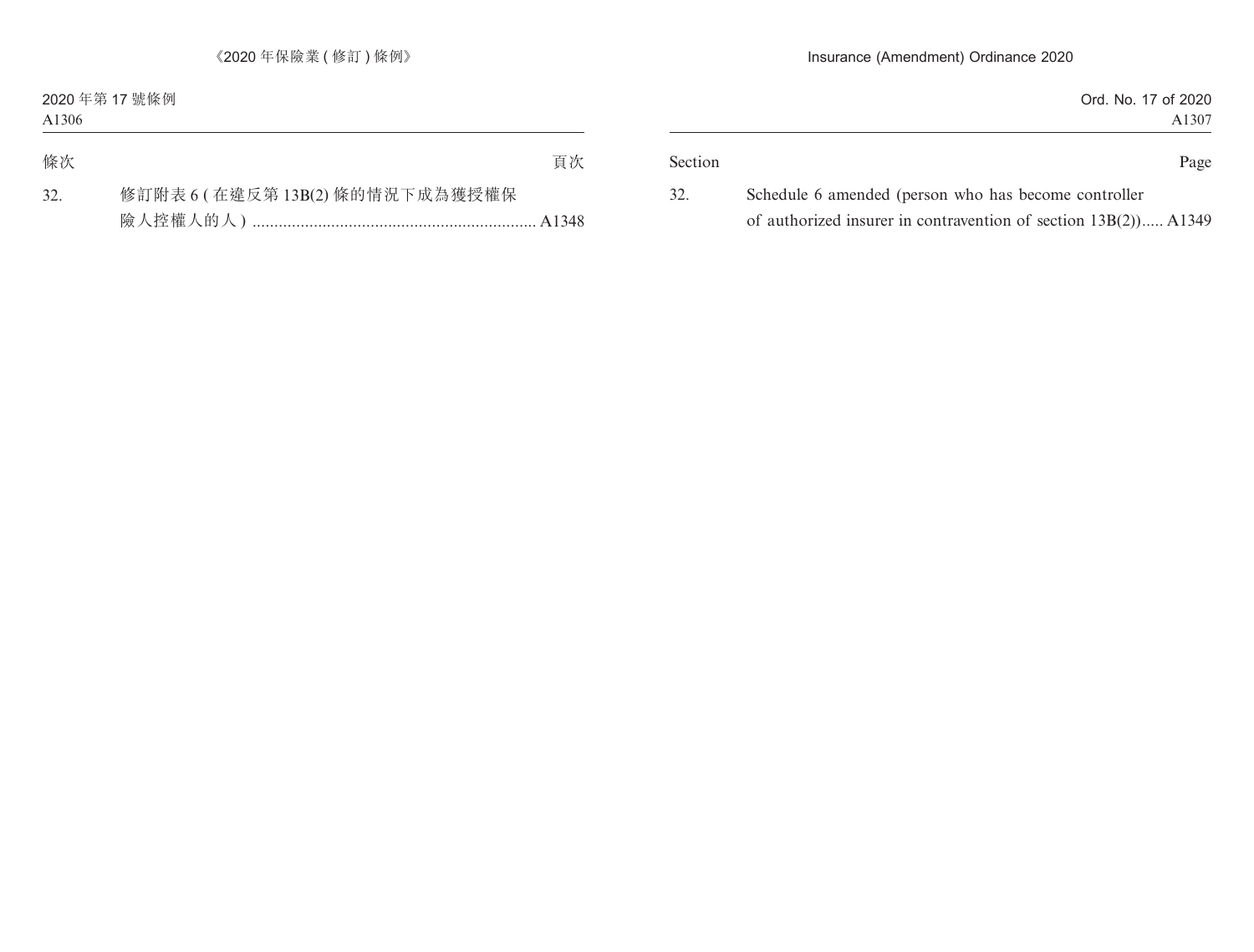| 條次 | | 頁次 |
|---|---|---|
| 32. | 修訂附表 6 ( 在違反第 13B(2) 條的情況下成為獲授權保險人控權人的人 ) | A1348 |

| Section | | Page |
|---|---|---|
| 32. | Schedule 6 amended (person who has become controller of authorized insurer in contravention of section 13B(2)) | A1349 |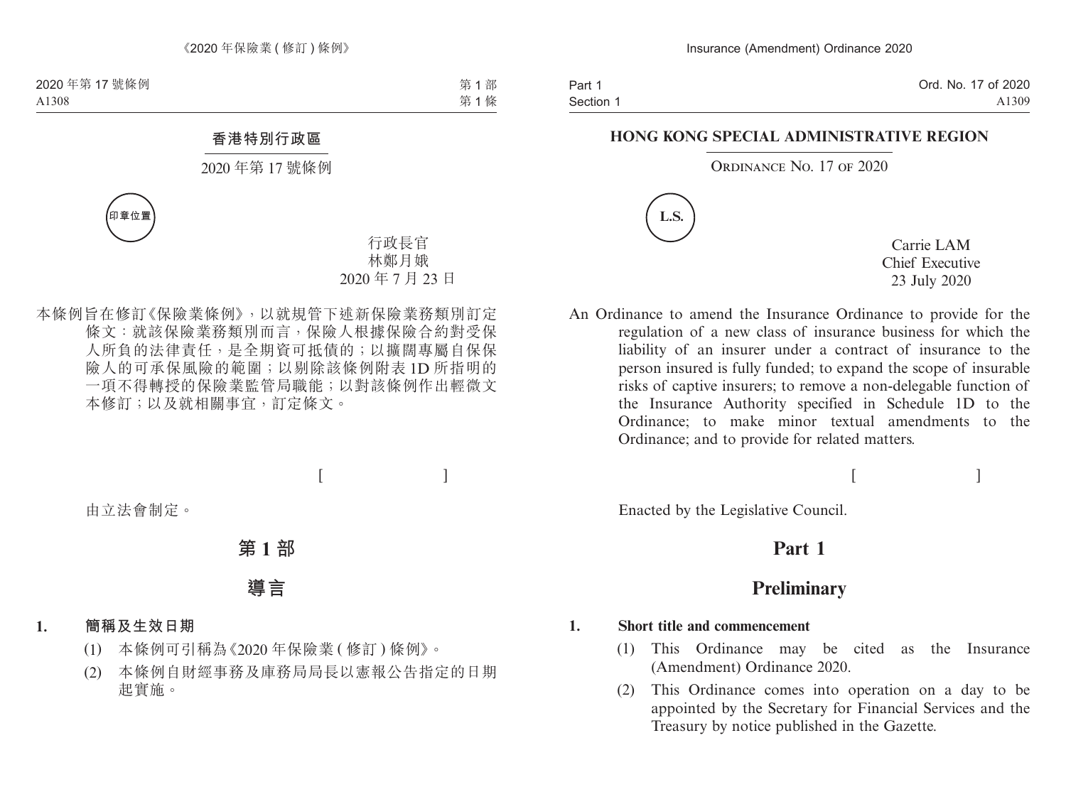香港特別行政區

2020 年第 17 號條例

印章位置

行政長官
林鄭月娥
2020 年 7 月 23 日

本條例旨在修訂《保險業條例》，以就規管下述新保險業務類別訂定條文：就該保險業務類別而言，保險人根據保險合約對受保人所負的法律責任，是全期資可抵債的；以擴闊專屬自保保險人的可承保風險的範圍；以剔除該條例附表 1D 所指明的一項不得轉授的保險業監管局職能；以對該條例作出輕微文本修訂；以及就相關事宜，訂定條文。

[ ]

由立法會制定。

# 第 1 部

# 導言

**1. 簡稱及生效日期**

(1) 本條例可引稱為《2020 年保險業 ( 修訂 ) 條例》。

(2) 本條例自財經事務及庫務局局長以憲報公告指定的日期起實施。

**HONG KONG SPECIAL ADMINISTRATIVE REGION**

ORDINANCE NO. 17 OF 2020

L.S.

Carrie LAM
Chief Executive
23 July 2020

An Ordinance to amend the Insurance Ordinance to provide for the regulation of a new class of insurance business for which the liability of an insurer under a contract of insurance to the person insured is fully funded; to expand the scope of insurable risks of captive insurers; to remove a non-delegable function of the Insurance Authority specified in Schedule 1D to the Ordinance; to make minor textual amendments to the Ordinance; and to provide for related matters.

[ ]

Enacted by the Legislative Council.

# Part 1

# Preliminary

**1. Short title and commencement**

(1) This Ordinance may be cited as the Insurance (Amendment) Ordinance 2020.

(2) This Ordinance comes into operation on a day to be appointed by the Secretary for Financial Services and the Treasury by notice published in the Gazette.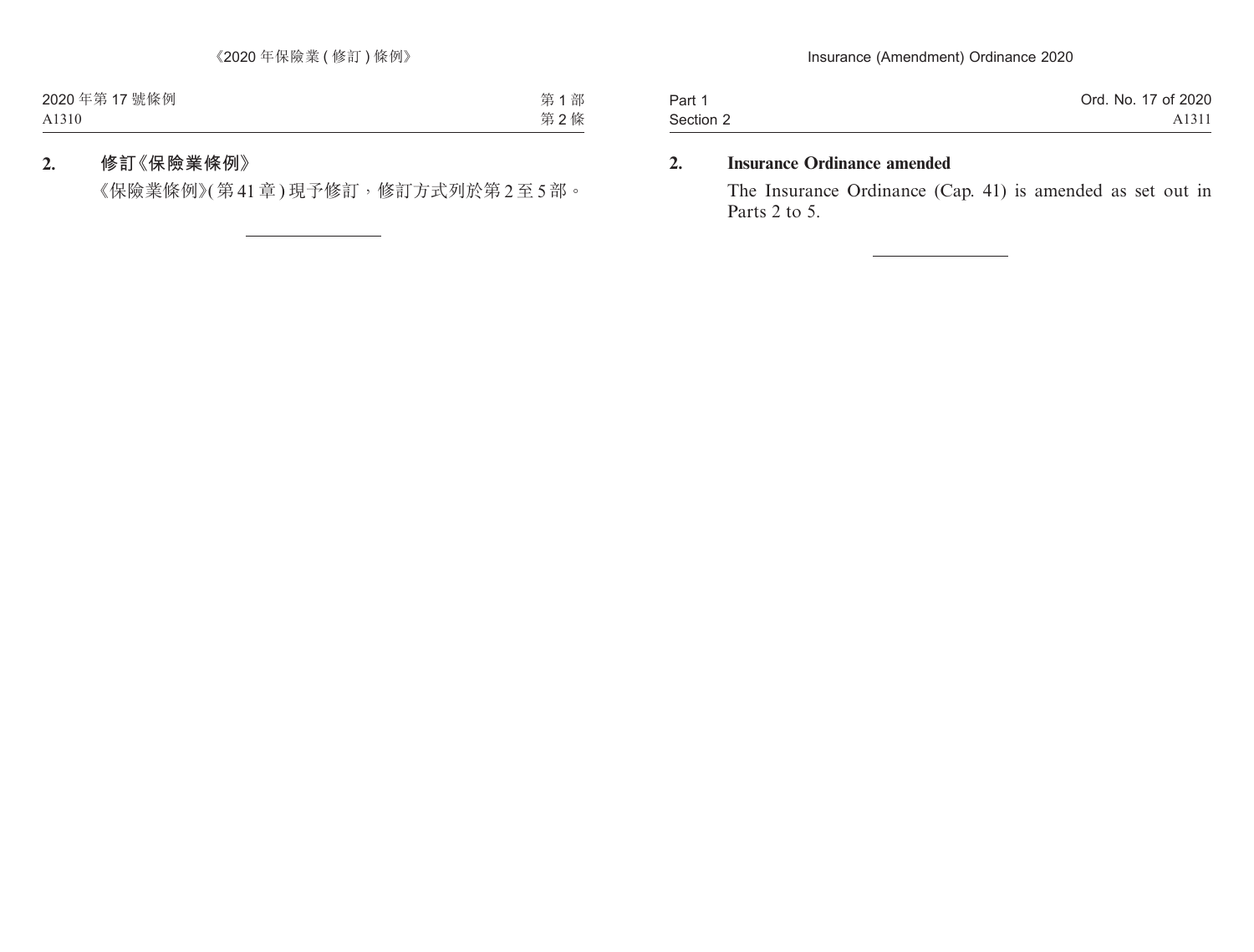**2. 修訂《保險業條例》**

《保險業條例》(第 41 章) 現予修訂，修訂方式列於第 2 至 5 部。

**2. Insurance Ordinance amended**

The Insurance Ordinance (Cap. 41) is amended as set out in Parts 2 to 5.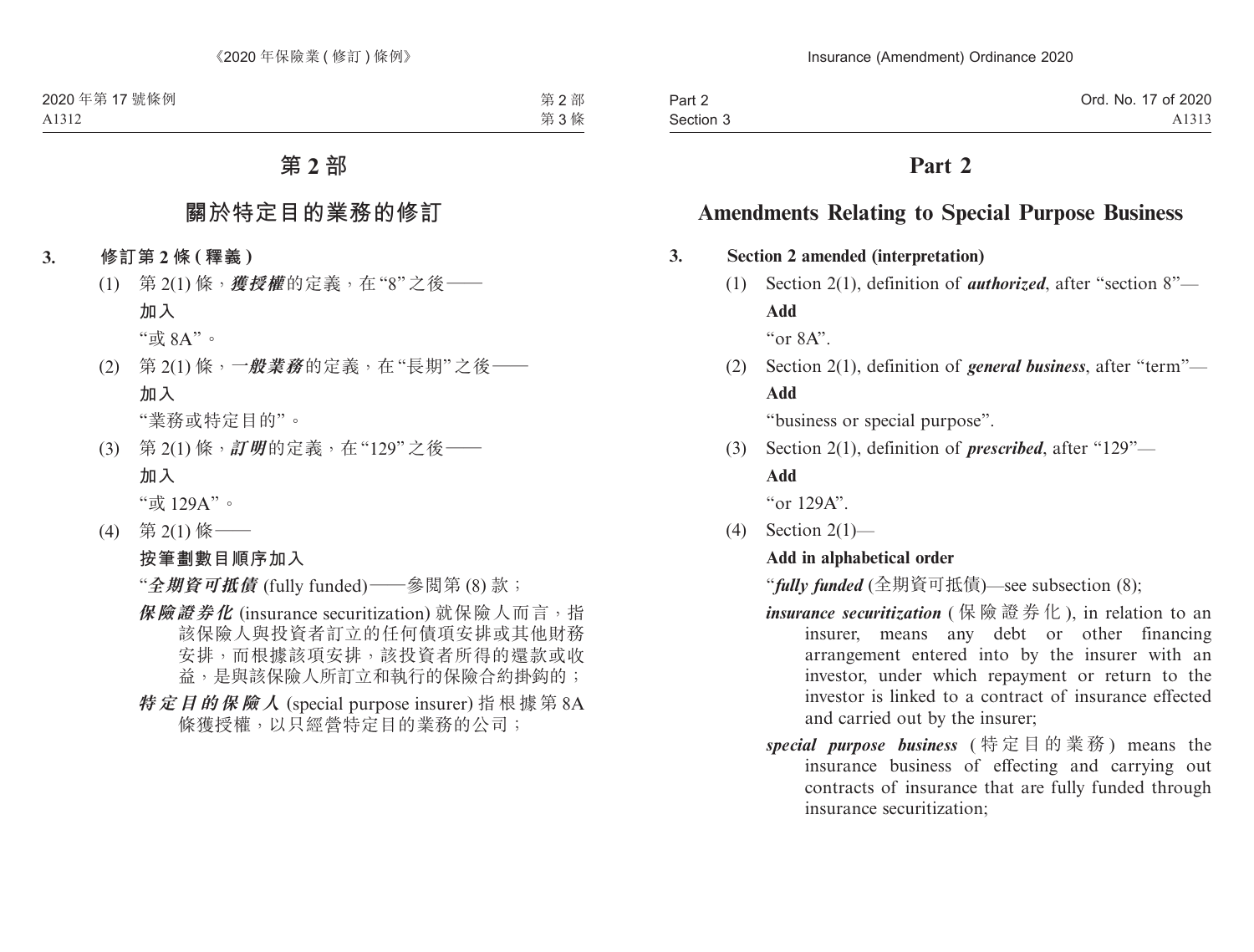# 第 2 部

## 關於特定目的業務的修訂

**3. 修訂第 2 條 ( 釋義 )**

(1) 第 2(1) 條，***獲授權***的定義，在 “8” 之後——

**加入**

“或 8A”。

(2) 第 2(1) 條，***一般業務***的定義，在 “長期” 之後——

**加入**

“業務或特定目的”。

(3) 第 2(1) 條，***訂明***的定義，在 “129” 之後——

**加入**

“或 129A”。

(4) 第 2(1) 條——

**按筆劃數目順序加入**

“***全期資可抵債*** (fully funded)——參閱第 (8) 款；

***保險證券化*** (insurance securitization) 就保險人而言，指該保險人與投資者訂立的任何債項安排或其他財務安排，而根據該項安排，該投資者所得的還款或收益，是與該保險人所訂立和執行的保險合約掛鈎的；

***特定目的保險人*** (special purpose insurer) 指根據第 8A 條獲授權，以只經營特定目的業務的公司；

# Part 2

## Amendments Relating to Special Purpose Business

**3. Section 2 amended (interpretation)**

(1) Section 2(1), definition of ***authorized***, after “section 8”—

**Add**

“or 8A”.

(2) Section 2(1), definition of ***general business***, after “term”—

**Add**

“business or special purpose”.

(3) Section 2(1), definition of ***prescribed***, after “129”—

**Add**

“or 129A”.

(4) Section 2(1)—

**Add in alphabetical order**

“***fully funded*** (全期資可抵債)—see subsection (8);

***insurance securitization*** (保險證券化), in relation to an insurer, means any debt or other financing arrangement entered into by the insurer with an investor, under which repayment or return to the investor is linked to a contract of insurance effected and carried out by the insurer;

***special purpose business*** (特定目的業務) means the insurance business of effecting and carrying out contracts of insurance that are fully funded through insurance securitization;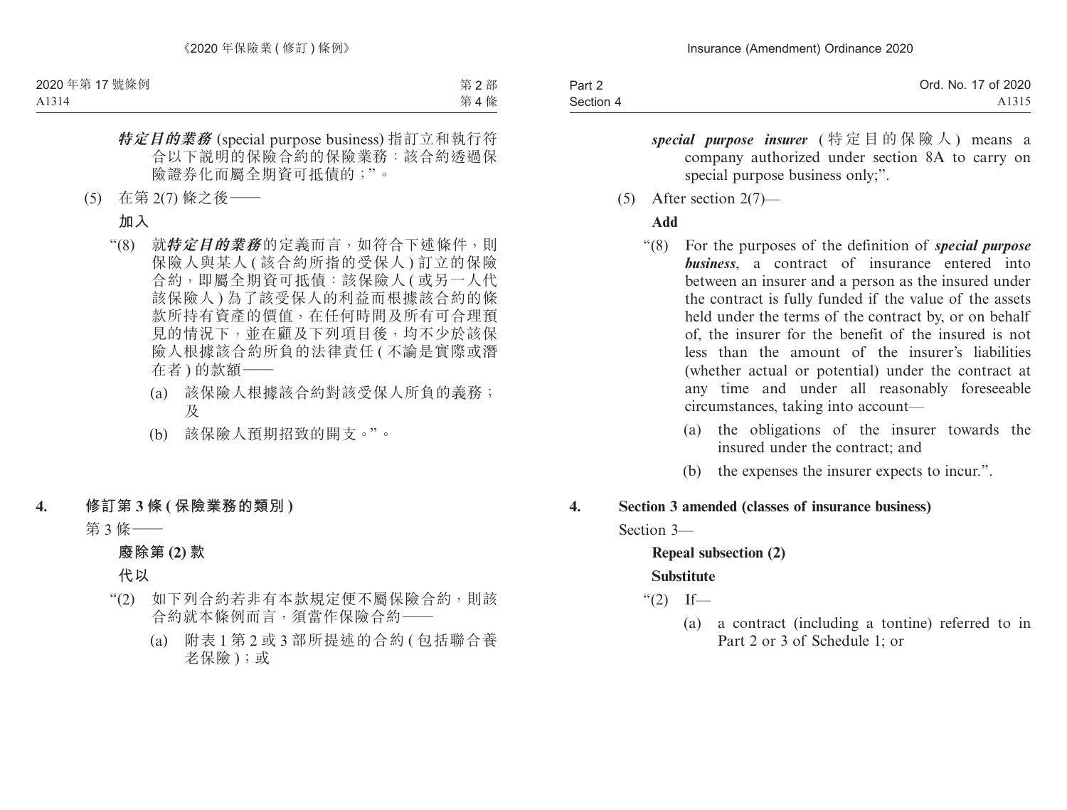***特定目的業務*** (special purpose business) 指訂立和執行符合以下說明的保險合約的保險業務：該合約透過保險證券化而屬全期資可抵債的；”。

(5) 在第 2(7) 條之後——

**加入**

“(8) 就***特定目的業務***的定義而言，如符合下述條件，則保險人與某人 (該合約所指的受保人) 訂立的保險合約，即屬全期資可抵債：該保險人 (或另一人代該保險人) 為了該受保人的利益而根據該合約的條款所持有資產的價值，在任何時間及所有可合理預見的情況下，並在顧及下列項目後，均不少於該保險人根據該合約所負的法律責任 (不論是實際或潛在者) 的款額——

(a) 該保險人根據該合約對該受保人所負的義務；及

(b) 該保險人預期招致的開支。”。

**4. 修訂第 3 條 (保險業務的類別)**

第 3 條——

**廢除第 (2) 款**

**代以**

“(2) 如下列合約若非有本款規定便不屬保險合約，則該合約就本條例而言，須當作保險合約——

(a) 附表 1 第 2 或 3 部所提述的合約 (包括聯合養老保險)；或

***special purpose insurer*** (特定目的保險人) means a company authorized under section 8A to carry on special purpose business only;”.

(5) After section 2(7)—

**Add**

“(8) For the purposes of the definition of ***special purpose business***, a contract of insurance entered into between an insurer and a person as the insured under the contract is fully funded if the value of the assets held under the terms of the contract by, or on behalf of, the insurer for the benefit of the insured is not less than the amount of the insurer’s liabilities (whether actual or potential) under the contract at any time and under all reasonably foreseeable circumstances, taking into account—

(a) the obligations of the insurer towards the insured under the contract; and

(b) the expenses the insurer expects to incur.”.

**4. Section 3 amended (classes of insurance business)**

Section 3—

**Repeal subsection (2)**

**Substitute**

“(2) If—

(a) a contract (including a tontine) referred to in Part 2 or 3 of Schedule 1; or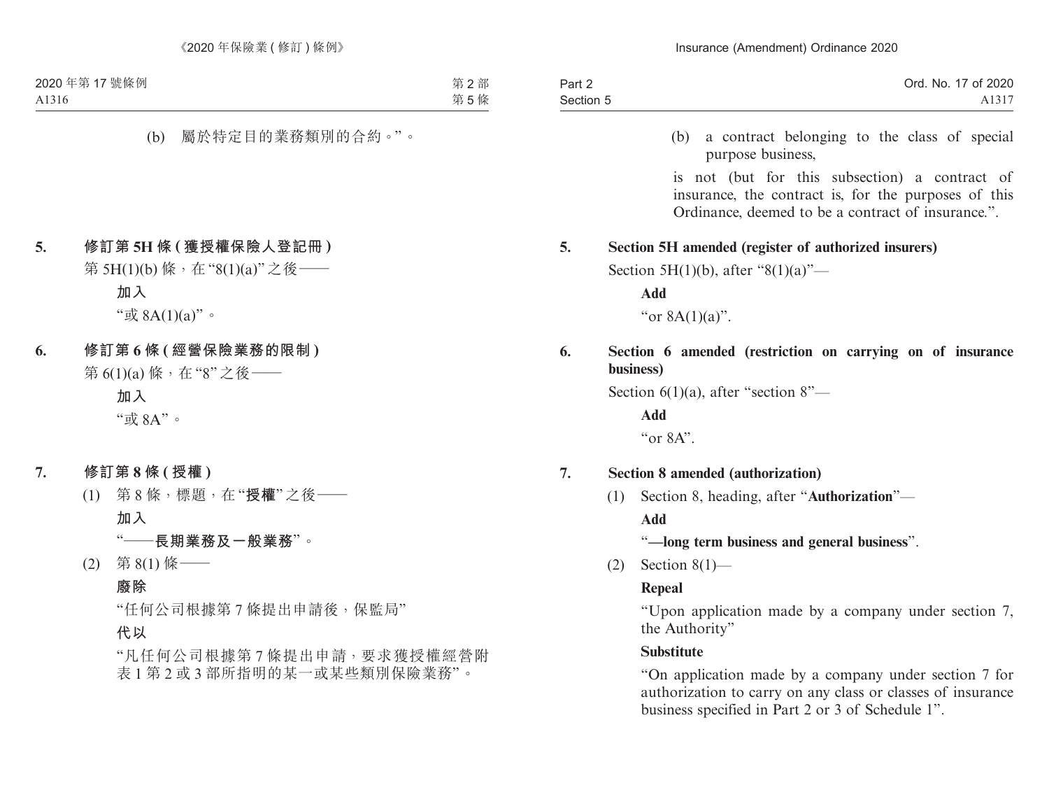(b) 屬於特定目的業務類別的合約。”。

**5. 修訂第 5H 條 (獲授權保險人登記冊)**

第 5H(1)(b) 條，在“8(1)(a)”之後——

**加入**

“或 8A(1)(a)”。

**6. 修訂第 6 條 (經營保險業務的限制)**

第 6(1)(a) 條，在“8”之後——

**加入**

“或 8A”。

**7. 修訂第 8 條 (授權)**

(1) 第 8 條，標題，在“**授權**”之後——

**加入**

“**——長期業務及一般業務**”。

(2) 第 8(1) 條——

**廢除**

“任何公司根據第 7 條提出申請後，保監局”

**代以**

“凡任何公司根據第 7 條提出申請，要求獲授權經營附表 1 第 2 或 3 部所指明的某一或某些類別保險業務”。

(b) a contract belonging to the class of special purpose business,

is not (but for this subsection) a contract of insurance, the contract is, for the purposes of this Ordinance, deemed to be a contract of insurance.”.

**5. Section 5H amended (register of authorized insurers)**

Section 5H(1)(b), after “8(1)(a)”—

**Add**

“or 8A(1)(a)”.

**6. Section 6 amended (restriction on carrying on of insurance business)**

Section 6(1)(a), after “section 8”—

**Add**

“or 8A”.

**7. Section 8 amended (authorization)**

(1) Section 8, heading, after “**Authorization**”—

**Add**

“**—long term business and general business**”.

(2) Section 8(1)—

**Repeal**

“Upon application made by a company under section 7, the Authority”

**Substitute**

“On application made by a company under section 7 for authorization to carry on any class or classes of insurance business specified in Part 2 or 3 of Schedule 1”.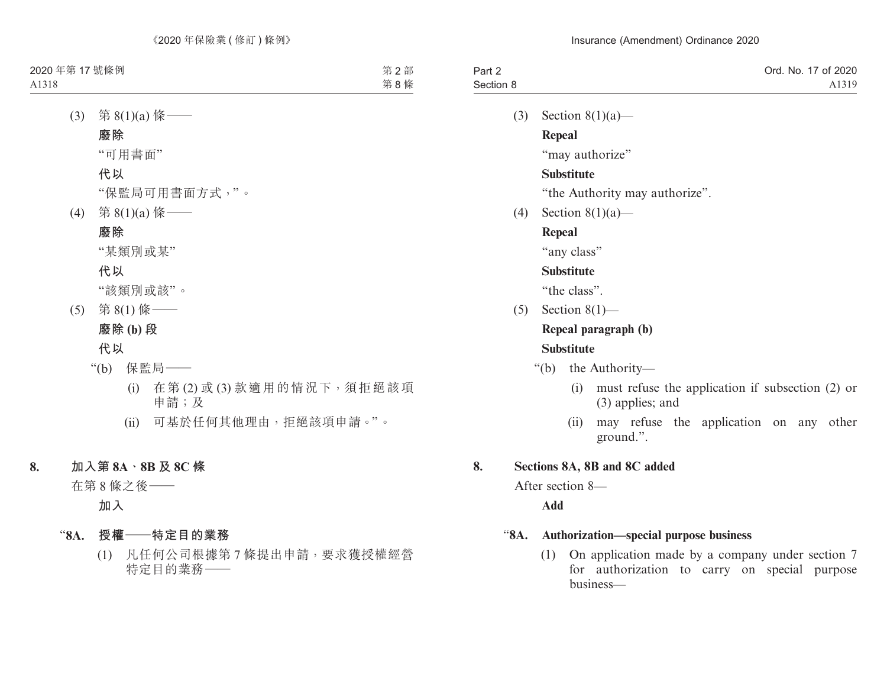(3) 第 8(1)(a) 條——

**廢除**

"可用書面"

**代以**

"保監局可用書面方式，"。

(4) 第 8(1)(a) 條——

**廢除**

"某類別或某"

**代以**

"該類別或該"。

(5) 第 8(1) 條——

**廢除 (b) 段**

**代以**

"(b) 保監局——

(i) 在第 (2) 或 (3) 款適用的情況下，須拒絕該項申請；及

(ii) 可基於任何其他理由，拒絕該項申請。"。

**8. 加入第 8A、8B 及 8C 條**

在第 8 條之後——

**加入**

"**8A. 授權——特定目的業務**

(1) 凡任何公司根據第 7 條提出申請，要求獲授權經營特定目的業務——

(3) Section 8(1)(a)—

**Repeal**

"may authorize"

**Substitute**

"the Authority may authorize".

(4) Section 8(1)(a)—

**Repeal**

"any class"

**Substitute**

"the class".

(5) Section 8(1)—

**Repeal paragraph (b)**

**Substitute**

"(b) the Authority—

(i) must refuse the application if subsection (2) or (3) applies; and

(ii) may refuse the application on any other ground.".

**8. Sections 8A, 8B and 8C added**

After section 8—

**Add**

"**8A. Authorization—special purpose business**

(1) On application made by a company under section 7 for authorization to carry on special purpose business—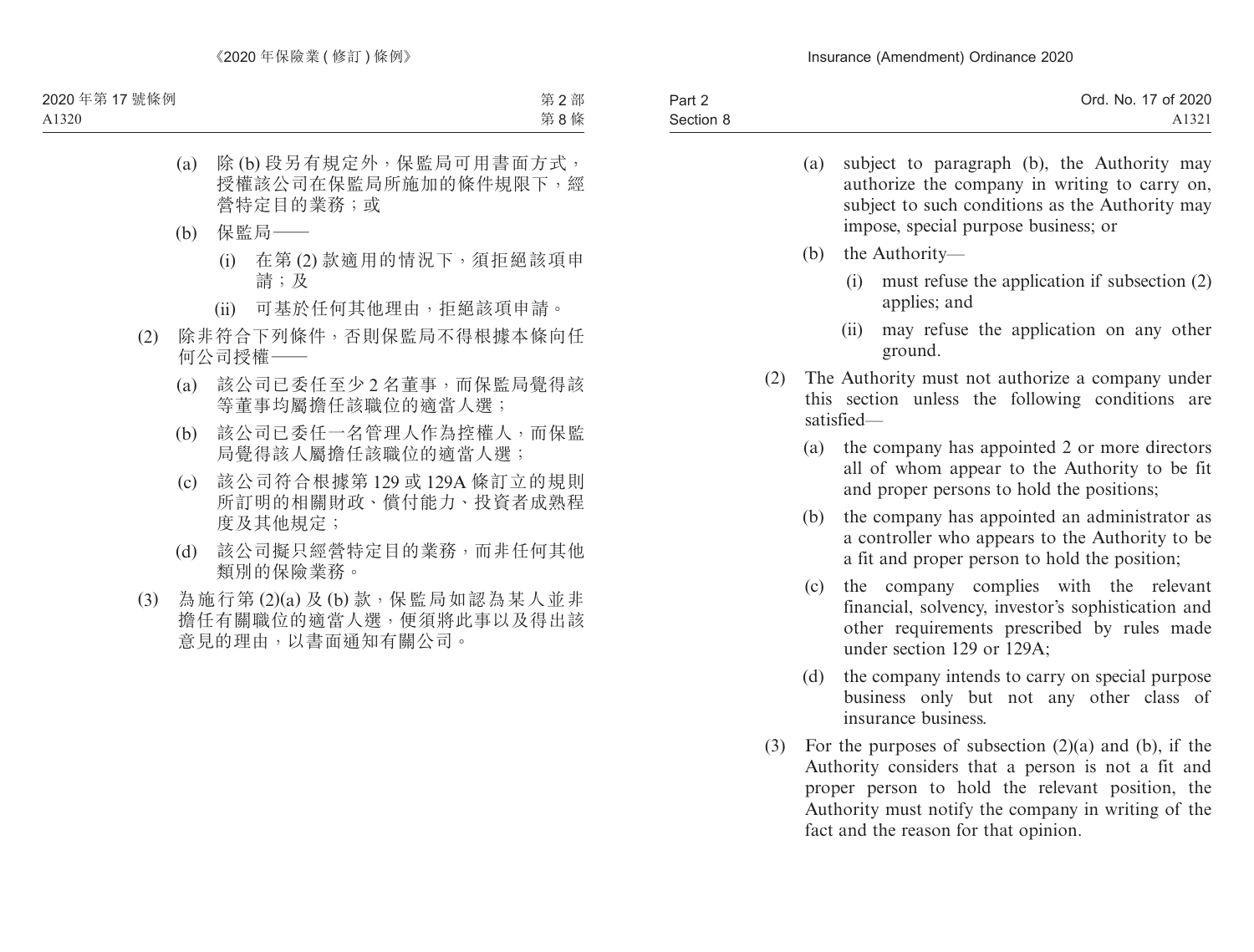(a) 除 (b) 段另有規定外，保監局可用書面方式，授權該公司在保監局所施加的條件規限下，經營特定目的的業務；或

(b) 保監局——

  (i) 在第 (2) 款適用的情況下，須拒絕該項申請；及

  (ii) 可基於任何其他理由，拒絕該項申請。

(2) 除非符合下列條件，否則保監局不得根據本條向任何公司授權——

  (a) 該公司已委任至少 2 名董事，而保監局覺得該等董事均屬擔任該職位的適當人選；

  (b) 該公司已委任一名管理人作為控權人，而保監局覺得該人屬擔任該職位的適當人選；

  (c) 該公司符合根據第 129 或 129A 條訂立的規則所訂明的相關財政、償付能力、投資者成熟程度及其他規定；

  (d) 該公司擬只經營特定目的的業務，而非任何其他類別的保險業務。

(3) 為施行第 (2)(a) 及 (b) 款，保監局如認為某人並非擔任有關職位的適當人選，便須將此事以及得出該意見的理由，以書面通知有關公司。

(a) subject to paragraph (b), the Authority may authorize the company in writing to carry on, subject to such conditions as the Authority may impose, special purpose business; or

(b) the Authority—

  (i) must refuse the application if subsection (2) applies; and

  (ii) may refuse the application on any other ground.

(2) The Authority must not authorize a company under this section unless the following conditions are satisfied—

  (a) the company has appointed 2 or more directors all of whom appear to the Authority to be fit and proper persons to hold the positions;

  (b) the company has appointed an administrator as a controller who appears to the Authority to be a fit and proper person to hold the position;

  (c) the company complies with the relevant financial, solvency, investor's sophistication and other requirements prescribed by rules made under section 129 or 129A;

  (d) the company intends to carry on special purpose business only but not any other class of insurance business.

(3) For the purposes of subsection (2)(a) and (b), if the Authority considers that a person is not a fit and proper person to hold the relevant position, the Authority must notify the company in writing of the fact and the reason for that opinion.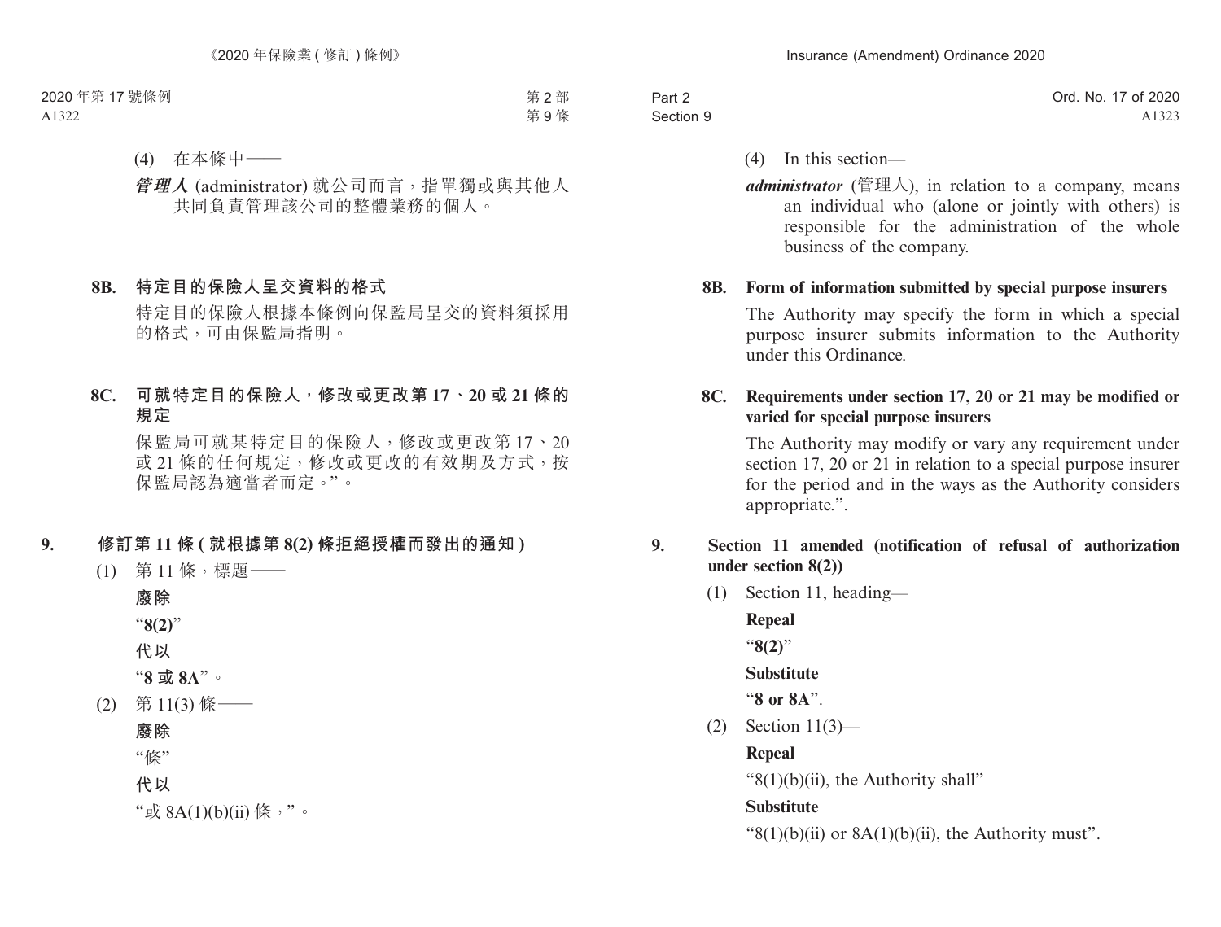(4) 在本條中——

***管理人*** (administrator) 就公司而言，指單獨或與其他人共同負責管理該公司的整體業務的個人。

**8B. 特定目的保險人呈交資料的格式**

特定目的保險人根據本條例向保監局呈交的資料須採用的格式，可由保監局指明。

**8C. 可就特定目的保險人，修改或更改第 17、20 或 21 條的規定**

保監局可就某特定目的保險人，修改或更改第 17、20 或 21 條的任何規定，修改或更改的有效期及方式，按保監局認為適當者而定。”。

**9. 修訂第 11 條 (就根據第 8(2) 條拒絕授權而發出的通知)**

(1) 第 11 條，標題——

**廢除**

“**8(2)**”

**代以**

“**8 或 8A**”。

(2) 第 11(3) 條——

**廢除**

“條”

**代以**

“或 8A(1)(b)(ii) 條，”。

(4) In this section—

***administrator*** (管理人), in relation to a company, means an individual who (alone or jointly with others) is responsible for the administration of the whole business of the company.

**8B. Form of information submitted by special purpose insurers**

The Authority may specify the form in which a special purpose insurer submits information to the Authority under this Ordinance.

**8C. Requirements under section 17, 20 or 21 may be modified or varied for special purpose insurers**

The Authority may modify or vary any requirement under section 17, 20 or 21 in relation to a special purpose insurer for the period and in the ways as the Authority considers appropriate.”.

**9. Section 11 amended (notification of refusal of authorization under section 8(2))**

(1) Section 11, heading—

**Repeal**

“**8(2)**”

**Substitute**

“**8 or 8A**”.

(2) Section 11(3)—

**Repeal**

“8(1)(b)(ii), the Authority shall”

**Substitute**

“8(1)(b)(ii) or 8A(1)(b)(ii), the Authority must”.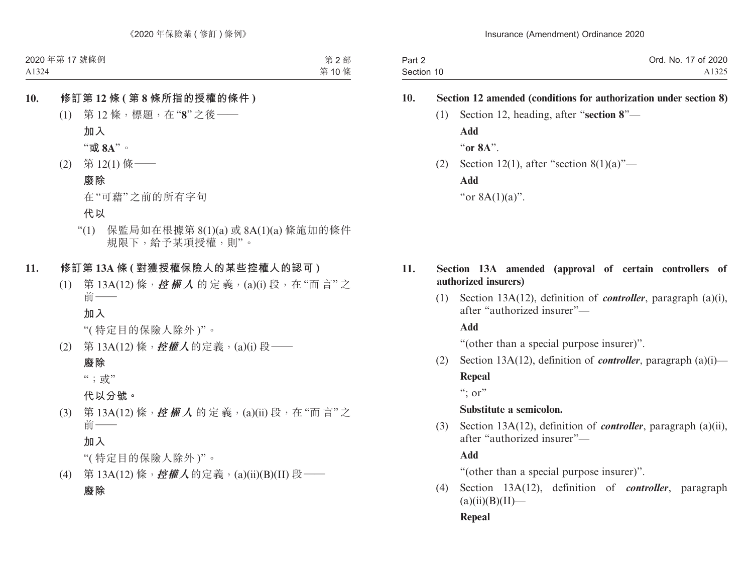**10. 修訂第 12 條 (第 8 條所指的授權的條件)**

(1) 第 12 條，標題，在“**8**”之後——

**加入**

“**或 8A**”。

(2) 第 12(1) 條——

**廢除**

在“可藉”之前的所有字句

**代以**

“(1) 保監局如在根據第 8(1)(a) 或 8A(1)(a) 條施加的條件規限下，給予某項授權，則”。

**11. 修訂第 13A 條 (對獲授權保險人的某些控權人的認可)**

(1) 第 13A(12) 條，***控權人***的定義，(a)(i) 段，在“而言”之前——

**加入**

“(特定目的保險人除外)”。

(2) 第 13A(12) 條，***控權人***的定義，(a)(i) 段——

**廢除**

“；或”

**代以分號。**

(3) 第 13A(12) 條，***控權人***的定義，(a)(ii) 段，在“而言”之前——

**加入**

“(特定目的保險人除外)”。

(4) 第 13A(12) 條，***控權人***的定義，(a)(ii)(B)(II) 段——

**廢除**

**10. Section 12 amended (conditions for authorization under section 8)**

(1) Section 12, heading, after “**section 8**”—

**Add**

“**or 8A**”.

(2) Section 12(1), after “section 8(1)(a)”—

**Add**

“or 8A(1)(a)”.

**11. Section 13A amended (approval of certain controllers of authorized insurers)**

(1) Section 13A(12), definition of ***controller***, paragraph (a)(i), after “authorized insurer”—

**Add**

“(other than a special purpose insurer)”.

(2) Section 13A(12), definition of ***controller***, paragraph (a)(i)—

**Repeal**

“; or”

**Substitute a semicolon.**

(3) Section 13A(12), definition of ***controller***, paragraph (a)(ii), after “authorized insurer”—

**Add**

“(other than a special purpose insurer)”.

(4) Section 13A(12), definition of ***controller***, paragraph (a)(ii)(B)(II)—

**Repeal**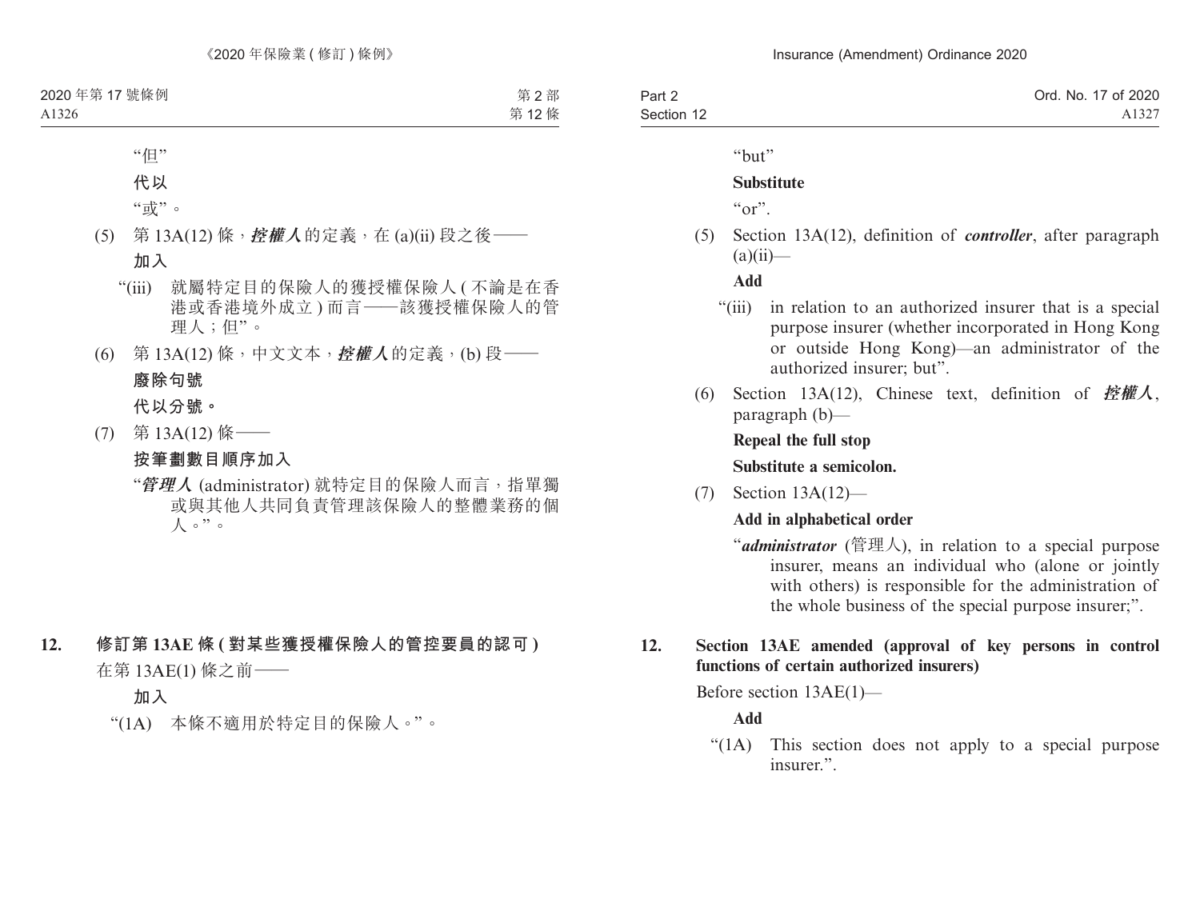"但"

**代以**

"或"。

(5) 第 13A(12) 條，***控權人***的定義，在 (a)(ii) 段之後——

**加入**

"(iii) 就屬特定目的保險人的獲授權保險人 (不論是在香港或香港境外成立) 而言——該獲授權保險人的管理人；但"。

(6) 第 13A(12) 條，中文文本，***控權人***的定義，(b) 段——

**廢除句號**

**代以分號。**

(7) 第 13A(12) 條——

**按筆劃數目順序加入**

"***管理人*** (administrator) 就特定目的保險人而言，指單獨或與其他人共同負責管理該保險人的整體業務的個人。"。

## 12. 修訂第 13AE 條 (對某些獲授權保險人的管控要員的認可)

在第 13AE(1) 條之前——

**加入**

"(1A) 本條不適用於特定目的保險人。"。

"but"

**Substitute**

"or".

(5) Section 13A(12), definition of ***controller***, after paragraph (a)(ii)—

**Add**

"(iii) in relation to an authorized insurer that is a special purpose insurer (whether incorporated in Hong Kong or outside Hong Kong)—an administrator of the authorized insurer; but".

(6) Section 13A(12), Chinese text, definition of ***控權人***, paragraph (b)—

**Repeal the full stop**

**Substitute a semicolon.**

(7) Section 13A(12)—

**Add in alphabetical order**

"***administrator*** (管理人), in relation to a special purpose insurer, means an individual who (alone or jointly with others) is responsible for the administration of the whole business of the special purpose insurer;".

## 12. Section 13AE amended (approval of key persons in control functions of certain authorized insurers)

Before section 13AE(1)—

**Add**

"(1A) This section does not apply to a special purpose insurer.".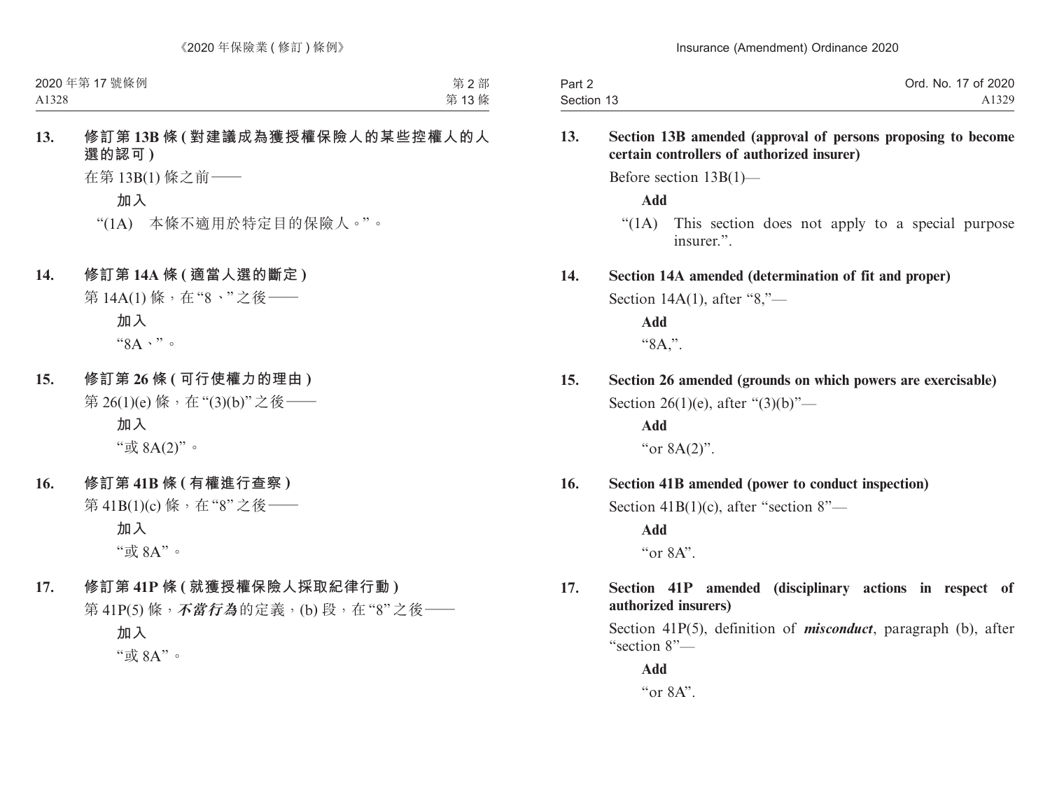**13. 修訂第 13B 條 (對建議成為獲授權保險人的某些控權人的人選的認可)**

在第 13B(1) 條之前——

**加入**

“(1A) 本條不適用於特定目的保險人。”。

**14. 修訂第 14A 條 (適當人選的斷定)**

第 14A(1) 條，在“8、”之後——

**加入**

“8A、”。

**15. 修訂第 26 條 (可行使權力的理由)**

第 26(1)(e) 條，在“(3)(b)”之後——

**加入**

“或 8A(2)”。

**16. 修訂第 41B 條 (有權進行查察)**

第 41B(1)(c) 條，在“8”之後——

**加入**

“或 8A”。

**17. 修訂第 41P 條 (就獲授權保險人採取紀律行動)**

第 41P(5) 條，***不當行為***的定義，(b) 段，在“8”之後——

**加入**

“或 8A”。

**13. Section 13B amended (approval of persons proposing to become certain controllers of authorized insurer)**

Before section 13B(1)—

**Add**

“(1A) This section does not apply to a special purpose insurer.”.

**14. Section 14A amended (determination of fit and proper)**

Section 14A(1), after “8,”—

**Add**

“8A,”.

**15. Section 26 amended (grounds on which powers are exercisable)**

Section 26(1)(e), after “(3)(b)”—

**Add**

“or 8A(2)”.

**16. Section 41B amended (power to conduct inspection)**

Section 41B(1)(c), after “section 8”—

**Add**

“or 8A”.

**17. Section 41P amended (disciplinary actions in respect of authorized insurers)**

Section 41P(5), definition of ***misconduct***, paragraph (b), after “section 8”—

**Add**

“or 8A”.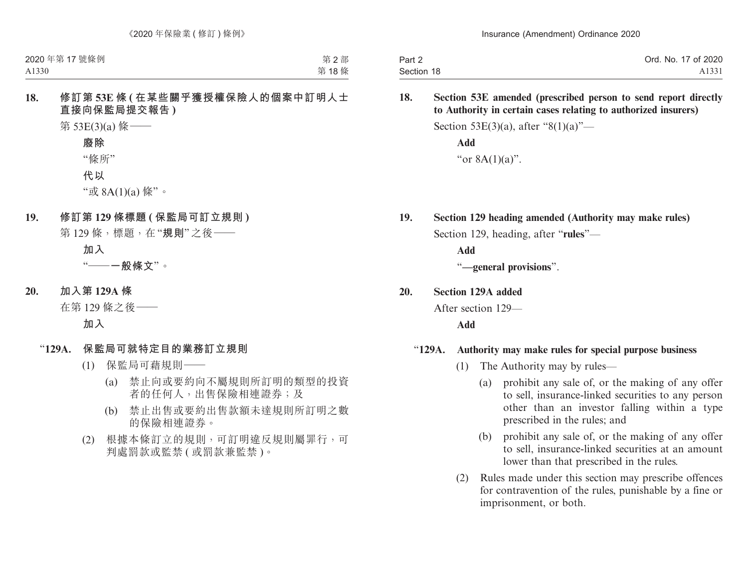**18. 修訂第 53E 條 (在某些關乎獲授權保險人的個案中訂明人士直接向保監局提交報告)**

第 53E(3)(a) 條——

**廢除**

“條所”

**代以**

“或 8A(1)(a) 條”。

**19. 修訂第 129 條標題 (保監局可訂立規則)**

第 129 條，標題，在“**規則**”之後——

**加入**

“——**一般條文**”。

**20. 加入第 129A 條**

在第 129 條之後——

**加入**

“**129A. 保監局可就特定目的業務訂立規則**

(1) 保監局可藉規則——

(a) 禁止向或要約向不屬規則所訂明的類型的投資者的任何人，出售保險相連證券；及

(b) 禁止出售或要約出售款額未達規則所訂明之數的保險相連證券。

(2) 根據本條訂立的規則，可訂明違反規則屬罪行，可判處罰款或監禁 (或罰款兼監禁)。

**18. Section 53E amended (prescribed person to send report directly to Authority in certain cases relating to authorized insurers)**

Section 53E(3)(a), after “8(1)(a)”—

**Add**

“or 8A(1)(a)”.

**19. Section 129 heading amended (Authority may make rules)**

Section 129, heading, after “**rules**”—

**Add**

“**—general provisions**”.

**20. Section 129A added**

After section 129—

**Add**

“**129A. Authority may make rules for special purpose business**

(1) The Authority may by rules—

(a) prohibit any sale of, or the making of any offer to sell, insurance-linked securities to any person other than an investor falling within a type prescribed in the rules; and

(b) prohibit any sale of, or the making of any offer to sell, insurance-linked securities at an amount lower than that prescribed in the rules.

(2) Rules made under this section may prescribe offences for contravention of the rules, punishable by a fine or imprisonment, or both.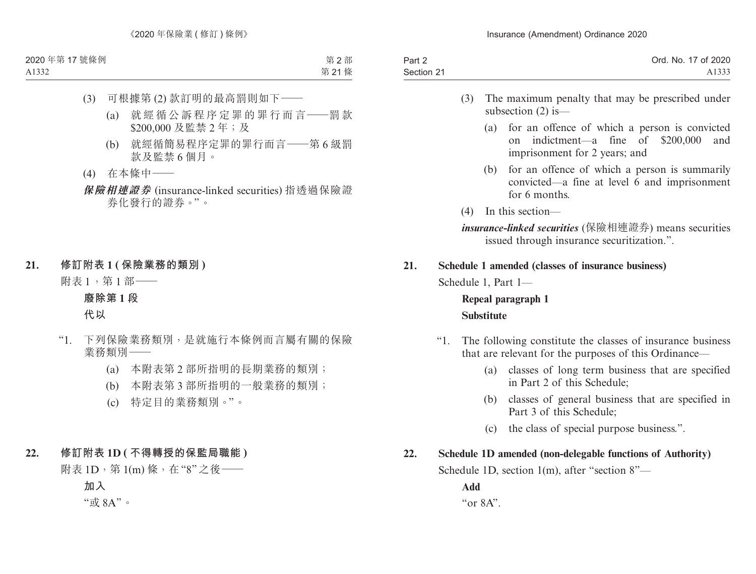(3) 可根據第 (2) 款訂明的最高罰則如下——

(a) 就經循公訴程序定罪的罪行而言——罰款 $200,000 及監禁 2 年；及

(b) 就經循簡易程序定罪的罪行而言——第 6 級罰款及監禁 6 個月。

(4) 在本條中——

***保險相連證券*** (insurance-linked securities) 指透過保險證券化發行的證券。”。

## 21. 修訂附表 1 (保險業務的類別)

附表 1，第 1 部——

**廢除第 1 段**

**代以**

“1. 下列保險業務類別，是就施行本條例而言屬有關的保險業務類別——

(a) 本附表第 2 部所指明的長期業務的類別；

(b) 本附表第 3 部所指明的一般業務的類別；

(c) 特定目的業務類別。”。

## 22. 修訂附表 1D (不得轉授的保監局職能)

附表 1D，第 1(m) 條，在“8”之後——

**加入**

“或 8A”。

(3) The maximum penalty that may be prescribed under subsection (2) is—

(a) for an offence of which a person is convicted on indictment—a fine of $200,000 and imprisonment for 2 years; and

(b) for an offence of which a person is summarily convicted—a fine at level 6 and imprisonment for 6 months.

(4) In this section—

***insurance-linked securities*** (保險相連證券) means securities issued through insurance securitization.”.

## 21. Schedule 1 amended (classes of insurance business)

Schedule 1, Part 1—

**Repeal paragraph 1**

**Substitute**

“1. The following constitute the classes of insurance business that are relevant for the purposes of this Ordinance—

(a) classes of long term business that are specified in Part 2 of this Schedule;

(b) classes of general business that are specified in Part 3 of this Schedule;

(c) the class of special purpose business.”.

## 22. Schedule 1D amended (non-delegable functions of Authority)

Schedule 1D, section 1(m), after “section 8”—

**Add**

“or 8A”.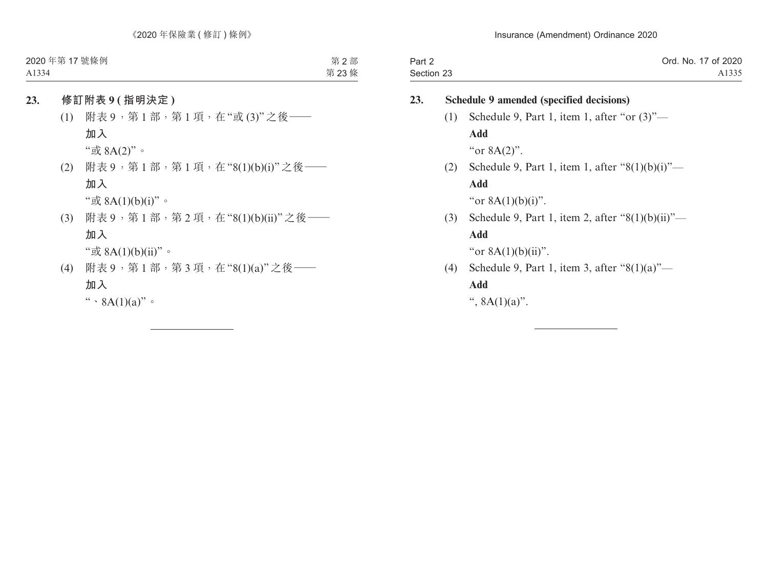## 23. 修訂附表 9 (指明決定)

(1) 附表 9，第 1 部，第 1 項，在“或 (3)”之後——

**加入**

“或 8A(2)”。

(2) 附表 9，第 1 部，第 1 項，在“8(1)(b)(i)”之後——

**加入**

“或 8A(1)(b)(i)”。

(3) 附表 9，第 1 部，第 2 項，在“8(1)(b)(ii)”之後——

**加入**

“或 8A(1)(b)(ii)”。

(4) 附表 9，第 1 部，第 3 項，在“8(1)(a)”之後——

**加入**

“、8A(1)(a)”。

## 23. Schedule 9 amended (specified decisions)

(1) Schedule 9, Part 1, item 1, after “or (3)”—

**Add**

“or 8A(2)”.

(2) Schedule 9, Part 1, item 1, after “8(1)(b)(i)”—

**Add**

“or 8A(1)(b)(i)”.

(3) Schedule 9, Part 1, item 2, after “8(1)(b)(ii)”—

**Add**

“or 8A(1)(b)(ii)”.

(4) Schedule 9, Part 1, item 3, after “8(1)(a)”—

**Add**

“, 8A(1)(a)”.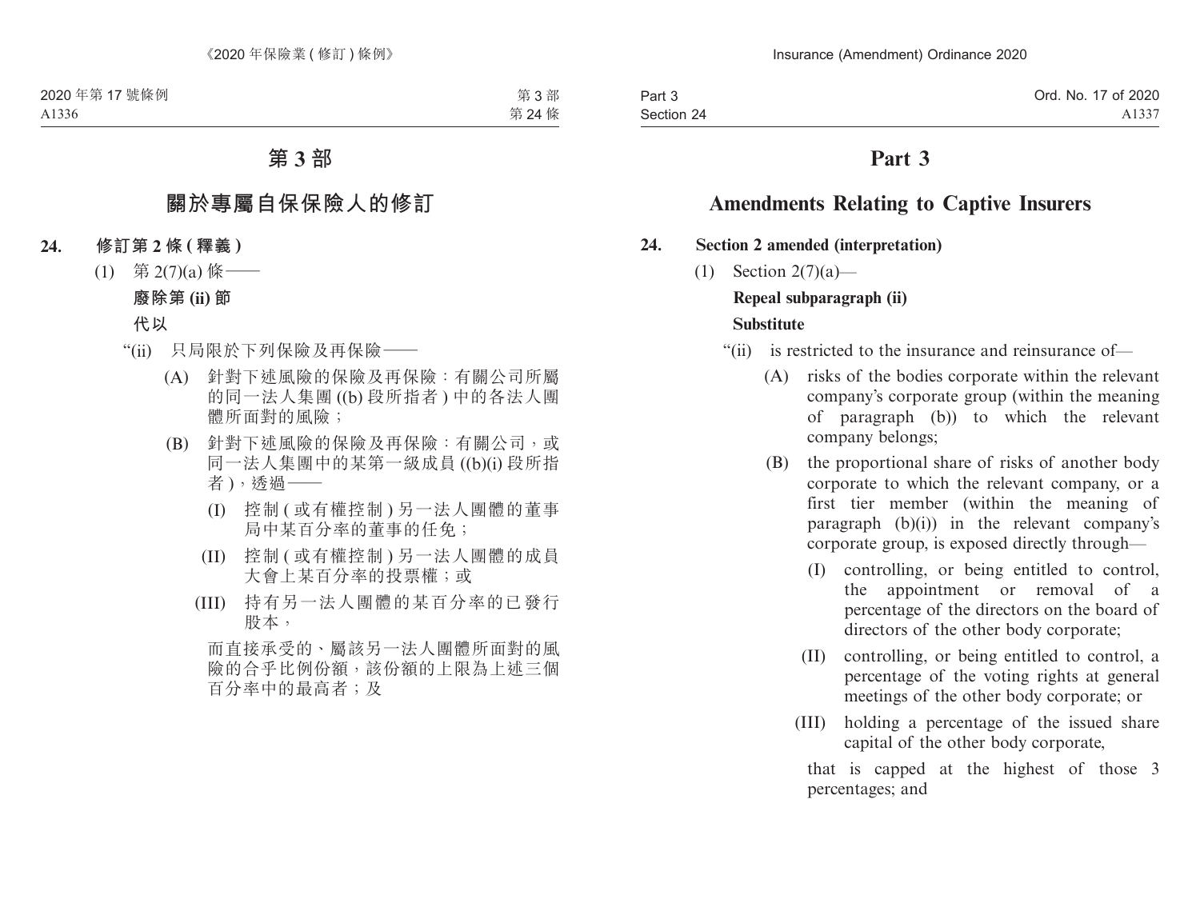# 第 3 部

## 關於專屬自保保險人的修訂

### 24. 修訂第 2 條 (釋義)

(1) 第 2(7)(a) 條——

**廢除第 (ii) 節**

**代以**

“(ii) 只局限於下列保險及再保險——

(A) 針對下述風險的保險及再保險：有關公司所屬的同一法人集團 ((b) 段所指者 ) 中的各法人團體所面對的風險；

(B) 針對下述風險的保險及再保險：有關公司，或同一法人集團中的某第一級成員 ((b)(i) 段所指者 )，透過——

(I) 控制 ( 或有權控制 ) 另一法人團體的董事局中某百分率的董事的任免；

(II) 控制 ( 或有權控制 ) 另一法人團體的成員大會上某百分率的投票權；或

(III) 持有另一法人團體的某百分率的已發行股本，

而直接承受的、屬該另一法人團體所面對的風險的合乎比例份額，該份額的上限為上述三個百分率中的最高者；及

# Part 3

## Amendments Relating to Captive Insurers

### 24. Section 2 amended (interpretation)

(1) Section 2(7)(a)—

**Repeal subparagraph (ii)**

**Substitute**

“(ii) is restricted to the insurance and reinsurance of—

(A) risks of the bodies corporate within the relevant company’s corporate group (within the meaning of paragraph (b)) to which the relevant company belongs;

(B) the proportional share of risks of another body corporate to which the relevant company, or a first tier member (within the meaning of paragraph (b)(i)) in the relevant company’s corporate group, is exposed directly through—

(I) controlling, or being entitled to control, the appointment or removal of a percentage of the directors on the board of directors of the other body corporate;

(II) controlling, or being entitled to control, a percentage of the voting rights at general meetings of the other body corporate; or

(III) holding a percentage of the issued share capital of the other body corporate,

that is capped at the highest of those 3 percentages; and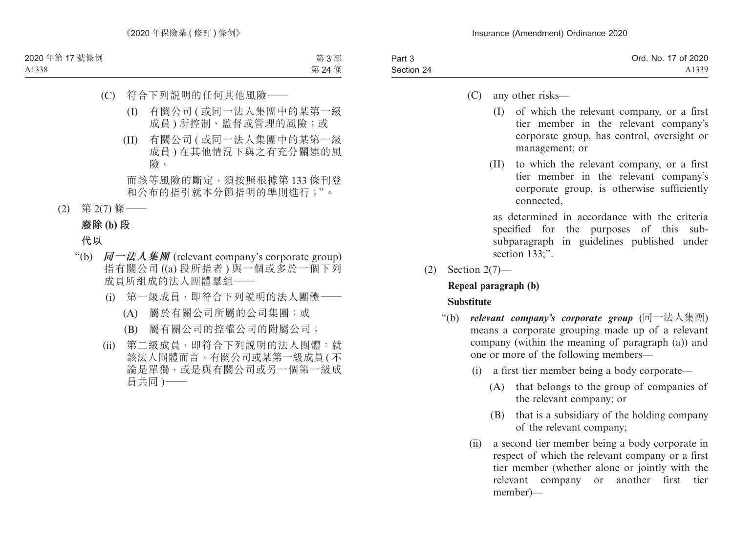(C) 符合下列說明的任何其他風險——

(I) 有關公司 ( 或同一法人集團中的某第一級成員 ) 所控制、監督或管理的風險；或

(II) 有關公司 ( 或同一法人集團中的某第一級成員 ) 在其他情況下與之有充分關連的風險，

而該等風險的斷定，須按照根據第 133 條刊登和公布的指引就本分節指明的準則進行；”。

(2) 第 2(7) 條——

**廢除 (b) 段**

**代以**

“(b) ***同一法人集團*** (relevant company’s corporate group) 指有關公司 ((a) 段所指者 ) 與一個或多於一個下列成員所組成的法人團體羣組——

(i) 第一級成員，即符合下列說明的法人團體——

(A) 屬於有關公司所屬的公司集團；或

(B) 屬有關公司的控權公司的附屬公司；

(ii) 第二級成員，即符合下列說明的法人團體：就該法人團體而言，有關公司或某第一級成員 ( 不論是單獨，或是與有關公司或另一個第一級成員共同 )——

(C) any other risks—

(I) of which the relevant company, or a first tier member in the relevant company’s corporate group, has control, oversight or management; or

(II) to which the relevant company, or a first tier member in the relevant company’s corporate group, is otherwise sufficiently connected,

as determined in accordance with the criteria specified for the purposes of this sub-subparagraph in guidelines published under section 133;”.

(2) Section 2(7)—

**Repeal paragraph (b)**

**Substitute**

“(b) ***relevant company’s corporate group*** (同一法人集團) means a corporate grouping made up of a relevant company (within the meaning of paragraph (a)) and one or more of the following members—

(i) a first tier member being a body corporate—

(A) that belongs to the group of companies of the relevant company; or

(B) that is a subsidiary of the holding company of the relevant company;

(ii) a second tier member being a body corporate in respect of which the relevant company or a first tier member (whether alone or jointly with the relevant company or another first tier member)—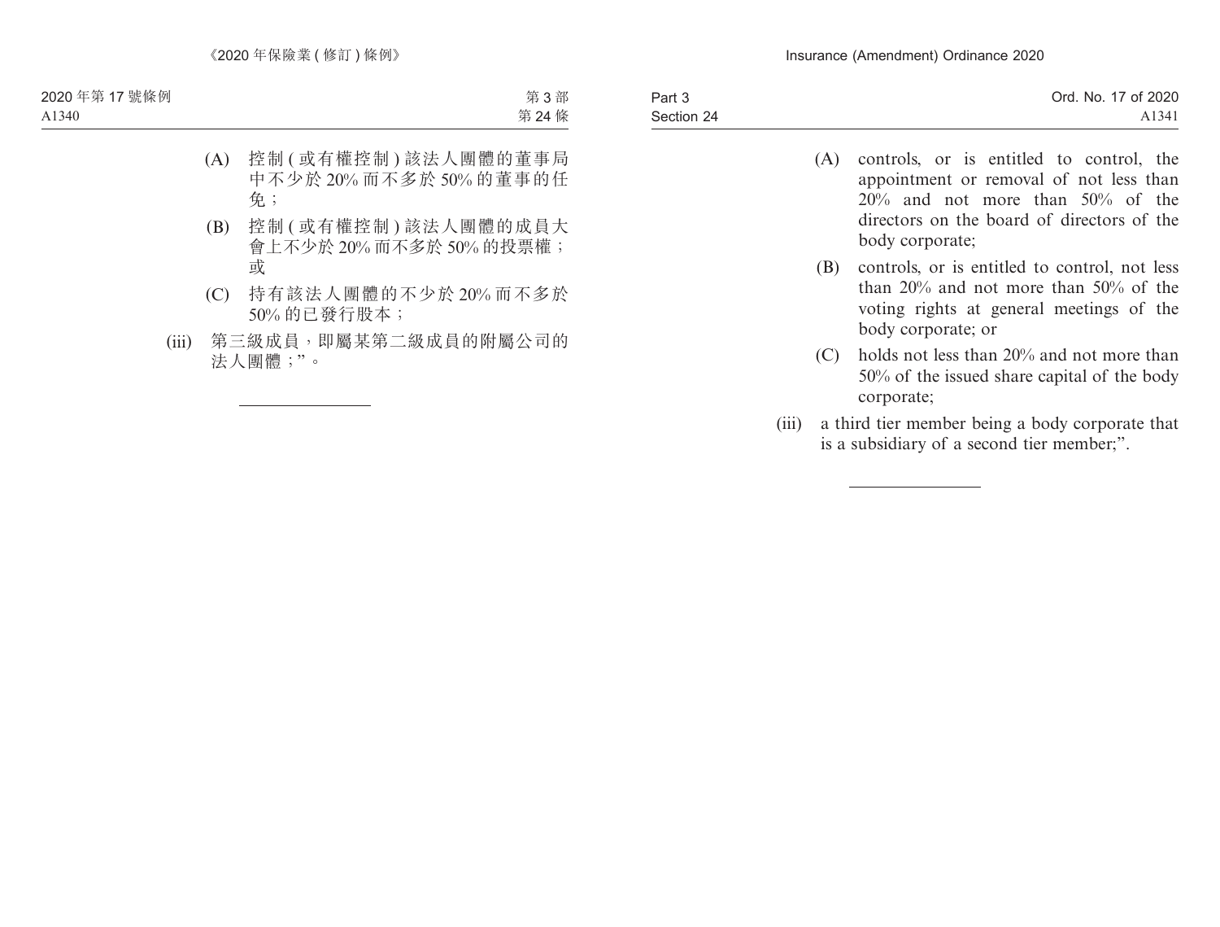(A) 控制 ( 或有權控制 ) 該法人團體的董事局中不少於 20% 而不多於 50% 的董事的任免；

(B) 控制 ( 或有權控制 ) 該法人團體的成員大會上不少於 20% 而不多於 50% 的投票權；或

(C) 持有該法人團體的不少於 20% 而不多於 50% 的已發行股本；

(iii) 第三級成員，即屬某第二級成員的附屬公司的法人團體；”。

---

(A) controls, or is entitled to control, the appointment or removal of not less than 20% and not more than 50% of the directors on the board of directors of the body corporate;

(B) controls, or is entitled to control, not less than 20% and not more than 50% of the voting rights at general meetings of the body corporate; or

(C) holds not less than 20% and not more than 50% of the issued share capital of the body corporate;

(iii) a third tier member being a body corporate that is a subsidiary of a second tier member;”.

---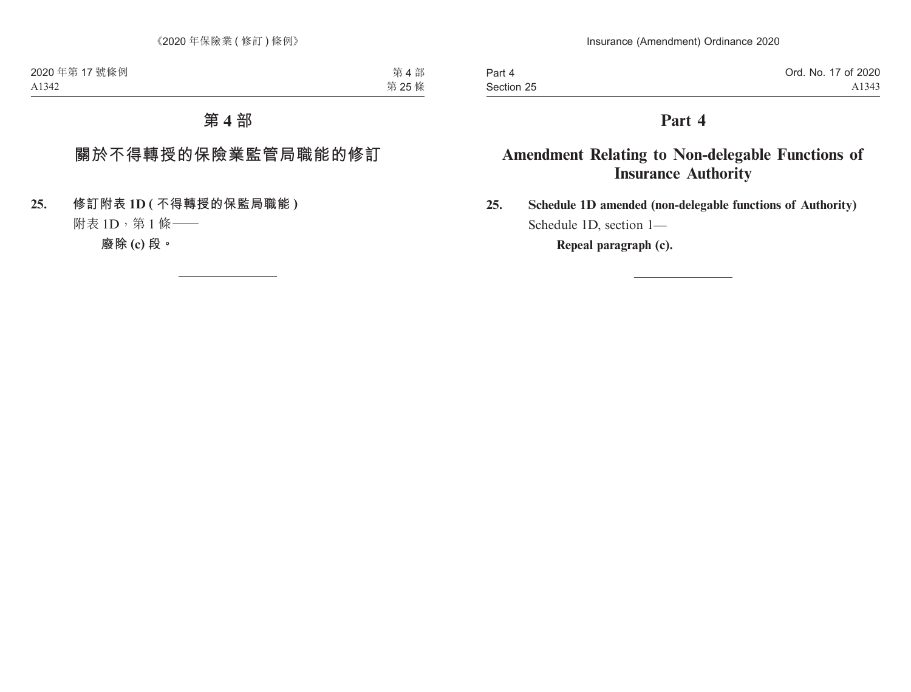# 第 4 部

## 關於不得轉授的保險業監管局職能的修訂

**25. 修訂附表 1D ( 不得轉授的保監局職能 )**

附表 1D，第 1 條——

**廢除 (c) 段。**

# Part 4

## Amendment Relating to Non-delegable Functions of Insurance Authority

**25. Schedule 1D amended (non-delegable functions of Authority)**

Schedule 1D, section 1—

**Repeal paragraph (c).**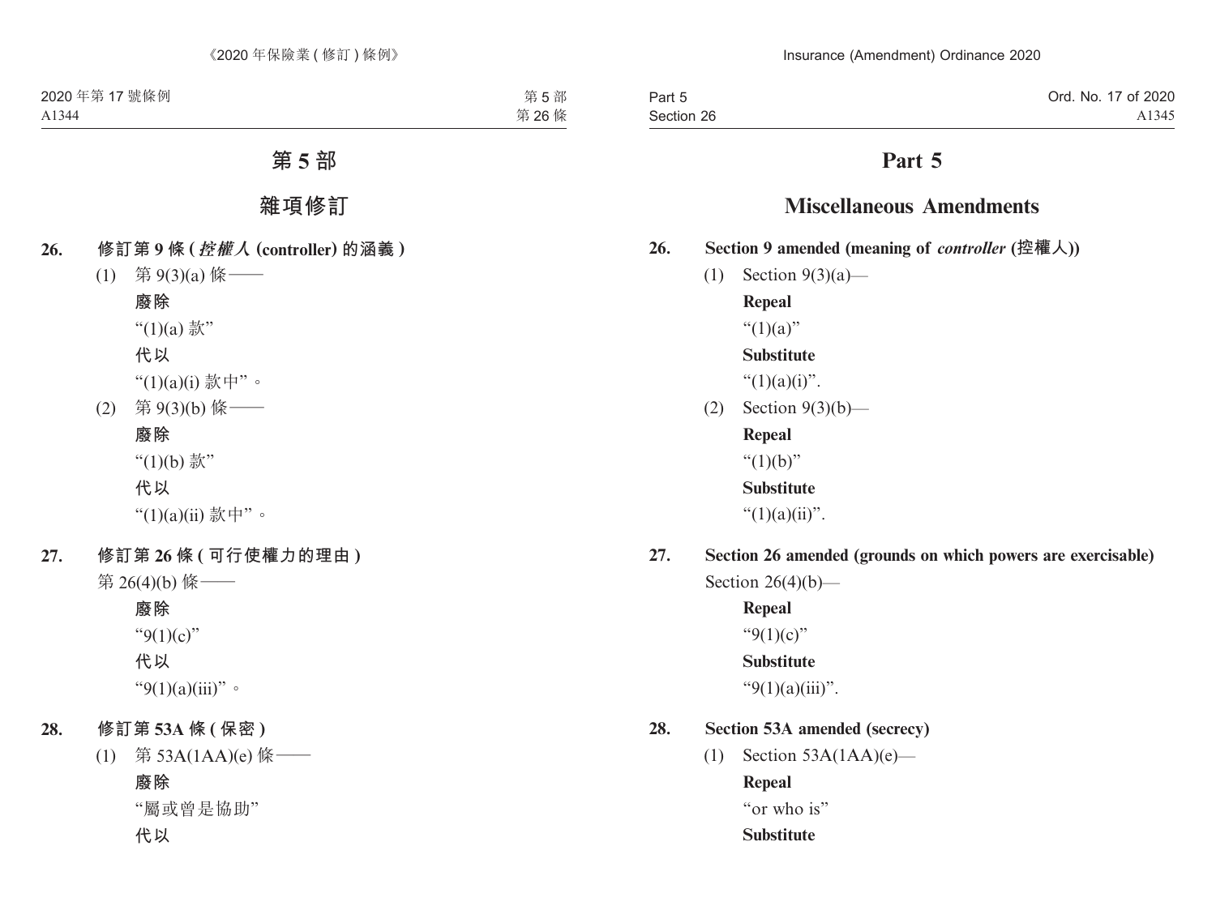# 第 5 部

## 雜項修訂

**26. 修訂第 9 條 (*控權人* (controller) 的涵義)**

(1) 第 9(3)(a) 條——

**廢除**

"(1)(a) 款"

**代以**

"(1)(a)(i) 款中"。

(2) 第 9(3)(b) 條——

**廢除**

"(1)(b) 款"

**代以**

"(1)(a)(ii) 款中"。

**27. 修訂第 26 條 (可行使權力的理由)**

第 26(4)(b) 條——

**廢除**

"9(1)(c)"

**代以**

"9(1)(a)(iii)"。

**28. 修訂第 53A 條 (保密)**

(1) 第 53A(1AA)(e) 條——

**廢除**

"屬或曾是協助"

**代以**

# Part 5

## Miscellaneous Amendments

**26. Section 9 amended (meaning of *controller* (控權人))**

(1) Section 9(3)(a)—

**Repeal**

"(1)(a)"

**Substitute**

"(1)(a)(i)".

(2) Section 9(3)(b)—

**Repeal**

"(1)(b)"

**Substitute**

"(1)(a)(ii)".

**27. Section 26 amended (grounds on which powers are exercisable)**

Section 26(4)(b)—

**Repeal**

"9(1)(c)"

**Substitute**

"9(1)(a)(iii)".

**28. Section 53A amended (secrecy)**

(1) Section 53A(1AA)(e)—

**Repeal**

"or who is"

**Substitute**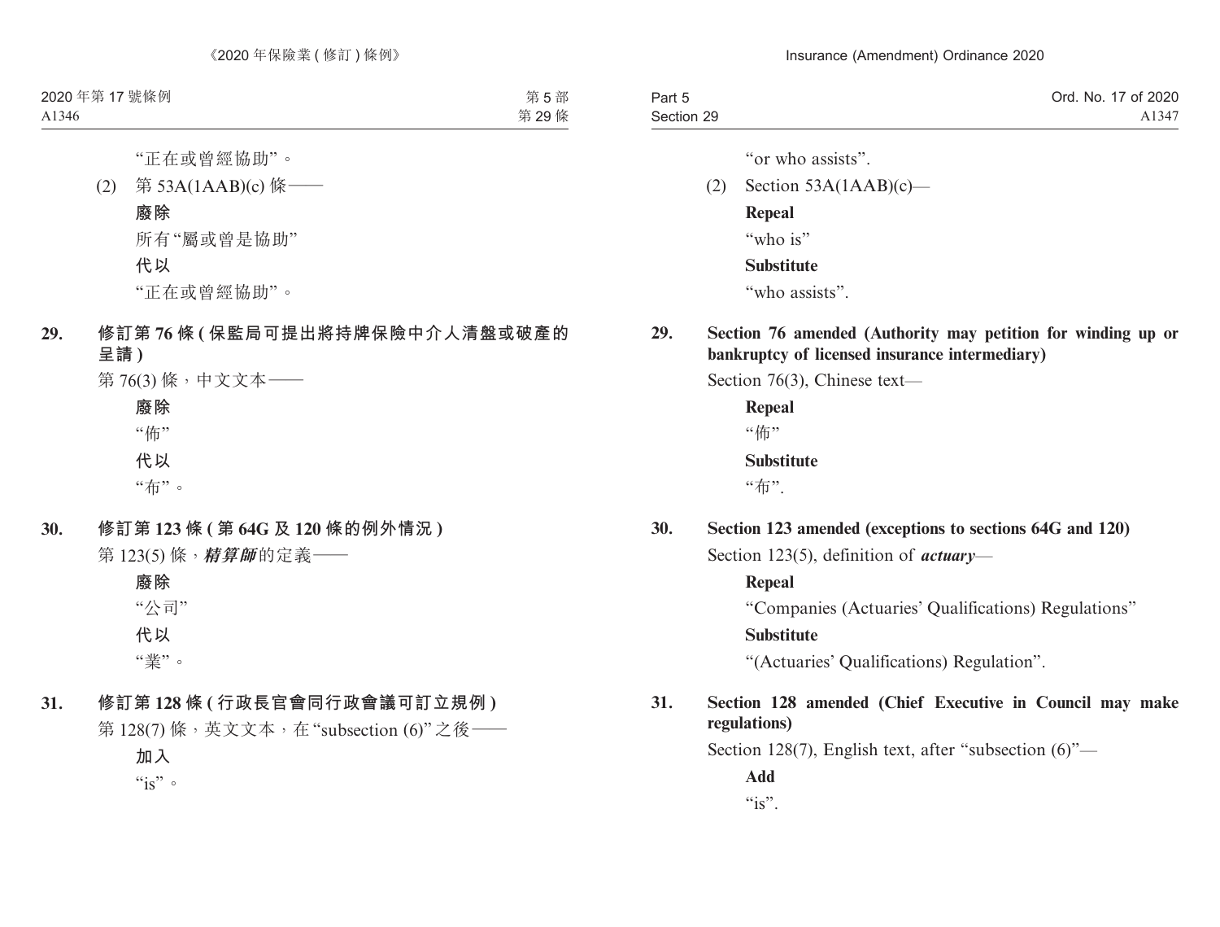"正在或曾經協助"。

(2) 第 53A(1AAB)(c) 條——

**廢除**

所有"屬或曾是協助"

**代以**

"正在或曾經協助"。

**29. 修訂第 76 條 (保監局可提出將持牌保險中介人清盤或破產的呈請)**

第 76(3) 條，中文文本——

**廢除**

"佈"

**代以**

"布"。

**30. 修訂第 123 條 (第 64G 及 120 條的例外情況)**

第 123(5) 條，***精算師***的定義——

**廢除**

"公司"

**代以**

"業"。

**31. 修訂第 128 條 (行政長官會同行政會議可訂立規例)**

第 128(7) 條，英文文本，在"subsection (6)"之後——

**加入**

"is"。

"or who assists".

(2) Section 53A(1AAB)(c)—

**Repeal**

"who is"

**Substitute**

"who assists".

**29. Section 76 amended (Authority may petition for winding up or bankruptcy of licensed insurance intermediary)**

Section 76(3), Chinese text—

**Repeal**

"佈"

**Substitute**

"布".

**30. Section 123 amended (exceptions to sections 64G and 120)**

Section 123(5), definition of ***actuary***—

**Repeal**

"Companies (Actuaries' Qualifications) Regulations"

**Substitute**

"(Actuaries' Qualifications) Regulation".

**31. Section 128 amended (Chief Executive in Council may make regulations)**

Section 128(7), English text, after "subsection (6)"—

**Add**

"is".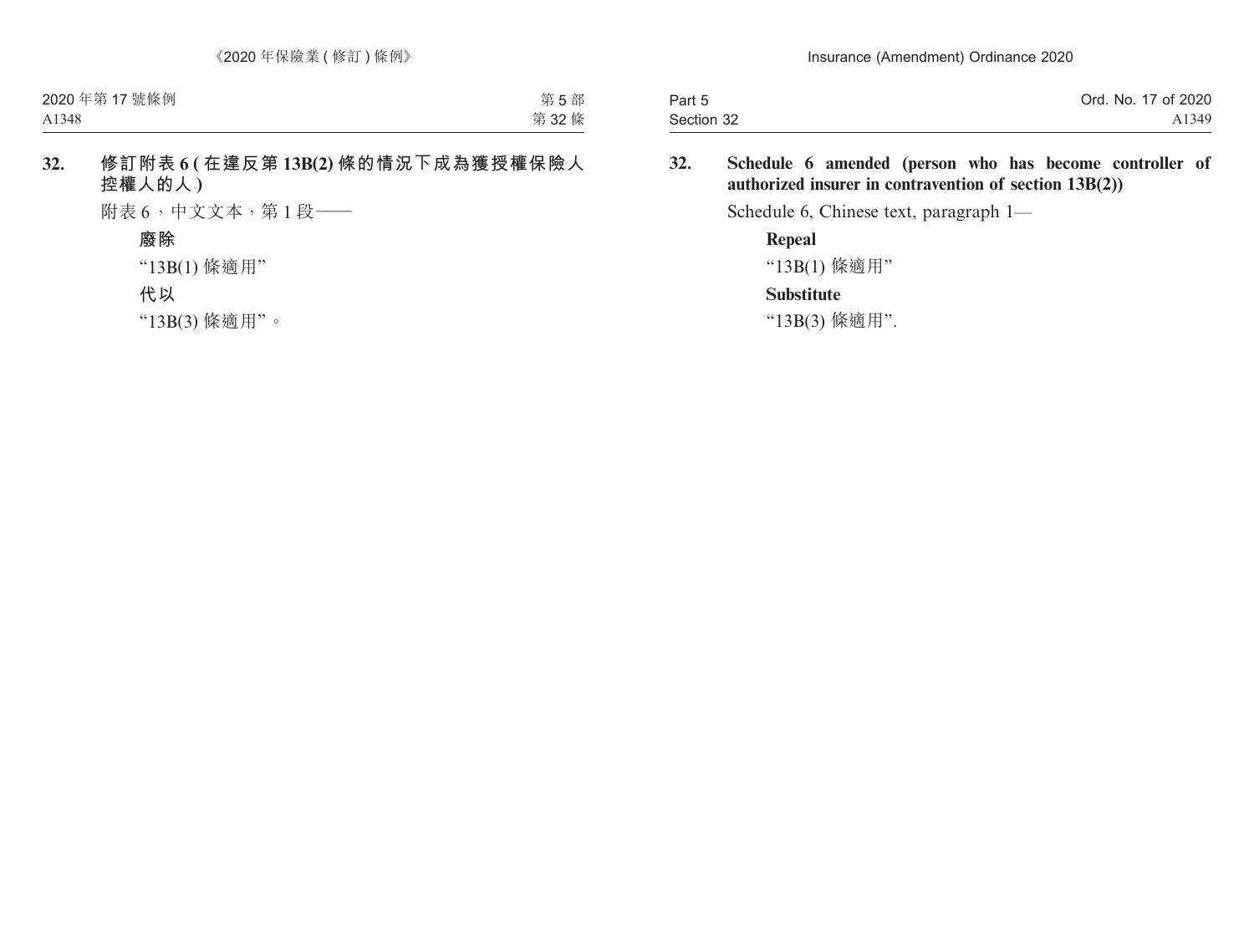**32. 修訂附表 6 (在違反第 13B(2) 條的情況下成為獲授權保險人控權人的人)**

附表 6，中文文本，第 1 段——

**廢除**

“13B(1) 條適用”

**代以**

“13B(3) 條適用”。

**32. Schedule 6 amended (person who has become controller of authorized insurer in contravention of section 13B(2))**

Schedule 6, Chinese text, paragraph 1—

**Repeal**

“13B(1) 條適用”

**Substitute**

“13B(3) 條適用”.